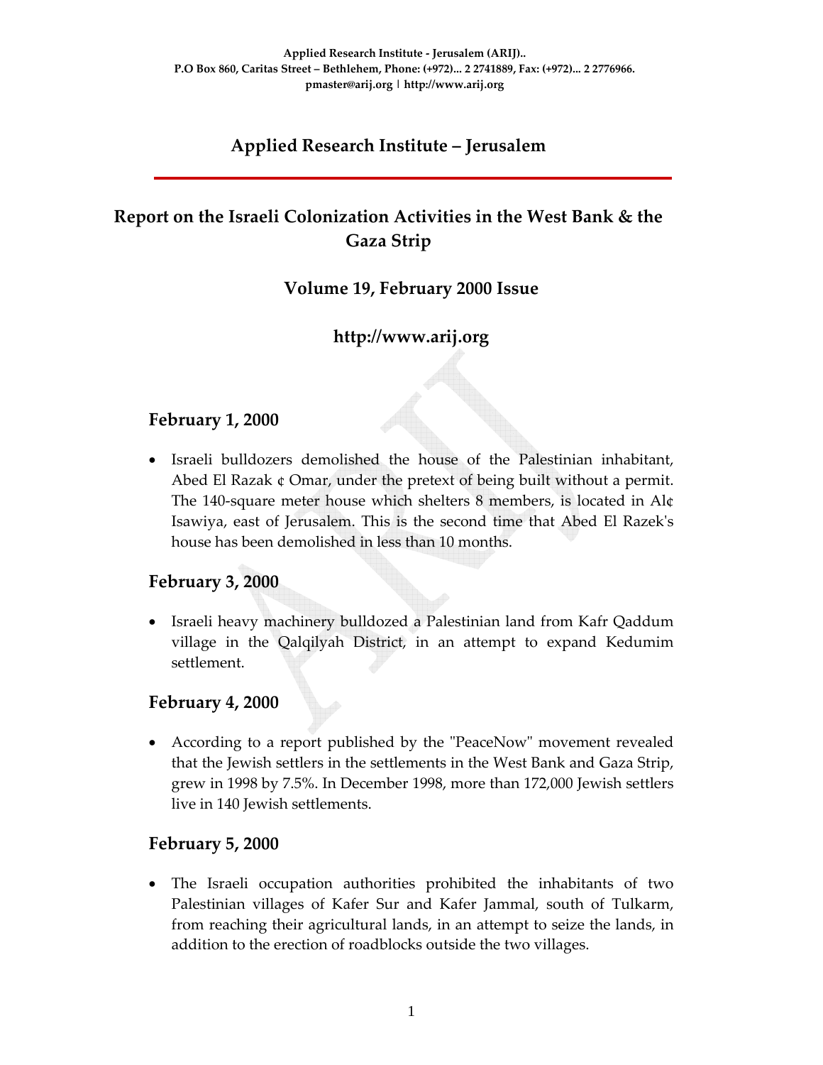Applied Research Institute - Jerusalem (ARIJ)..
P.O Box 860, Caritas Street – Bethlehem, Phone: (+972)... 2 2741889, Fax: (+972)... 2 2776966.
pmaster@arij.org | http://www.arij.org

# Applied Research Institute – Jerusalem

## Report on the Israeli Colonization Activities in the West Bank & the Gaza Strip

### Volume 19, February 2000 Issue

### http://www.arij.org

## February 1, 2000

- Israeli bulldozers demolished the house of the Palestinian inhabitant, Abed El Razak ¢ Omar, under the pretext of being built without a permit. The 140-square meter house which shelters 8 members, is located in Al¢ Isawiya, east of Jerusalem. This is the second time that Abed El Razek's house has been demolished in less than 10 months.

## February 3, 2000

- Israeli heavy machinery bulldozed a Palestinian land from Kafr Qaddum village in the Qalqilyah District, in an attempt to expand Kedumim settlement.

## February 4, 2000

- According to a report published by the "PeaceNow" movement revealed that the Jewish settlers in the settlements in the West Bank and Gaza Strip, grew in 1998 by 7.5%. In December 1998, more than 172,000 Jewish settlers live in 140 Jewish settlements.

## February 5, 2000

- The Israeli occupation authorities prohibited the inhabitants of two Palestinian villages of Kafer Sur and Kafer Jammal, south of Tulkarm, from reaching their agricultural lands, in an attempt to seize the lands, in addition to the erection of roadblocks outside the two villages.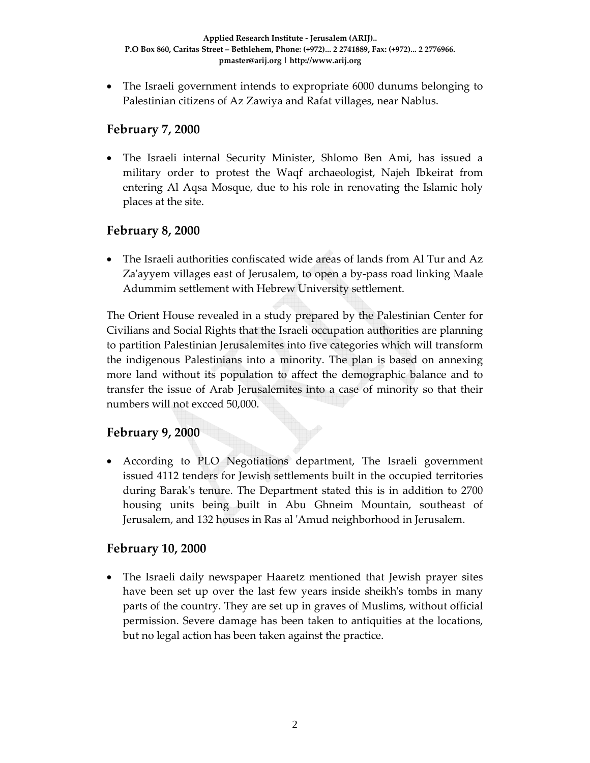- The Israeli government intends to expropriate 6000 dunums belonging to Palestinian citizens of Az Zawiya and Rafat villages, near Nablus.

## February 7, 2000

- The Israeli internal Security Minister, Shlomo Ben Ami, has issued a military order to protest the Waqf archaeologist, Najeh Ibkeirat from entering Al Aqsa Mosque, due to his role in renovating the Islamic holy places at the site.

## February 8, 2000

- The Israeli authorities confiscated wide areas of lands from Al Tur and Az Za'ayyem villages east of Jerusalem, to open a by-pass road linking Maale Adummim settlement with Hebrew University settlement.

The Orient House revealed in a study prepared by the Palestinian Center for Civilians and Social Rights that the Israeli occupation authorities are planning to partition Palestinian Jerusalemites into five categories which will transform the indigenous Palestinians into a minority. The plan is based on annexing more land without its population to affect the demographic balance and to transfer the issue of Arab Jerusalemites into a case of minority so that their numbers will not excced 50,000.

## February 9, 2000

- According to PLO Negotiations department, The Israeli government issued 4112 tenders for Jewish settlements built in the occupied territories during Barak's tenure. The Department stated this is in addition to 2700 housing units being built in Abu Ghneim Mountain, southeast of Jerusalem, and 132 houses in Ras al 'Amud neighborhood in Jerusalem.

## February 10, 2000

- The Israeli daily newspaper Haaretz mentioned that Jewish prayer sites have been set up over the last few years inside sheikh's tombs in many parts of the country. They are set up in graves of Muslims, without official permission. Severe damage has been taken to antiquities at the locations, but no legal action has been taken against the practice.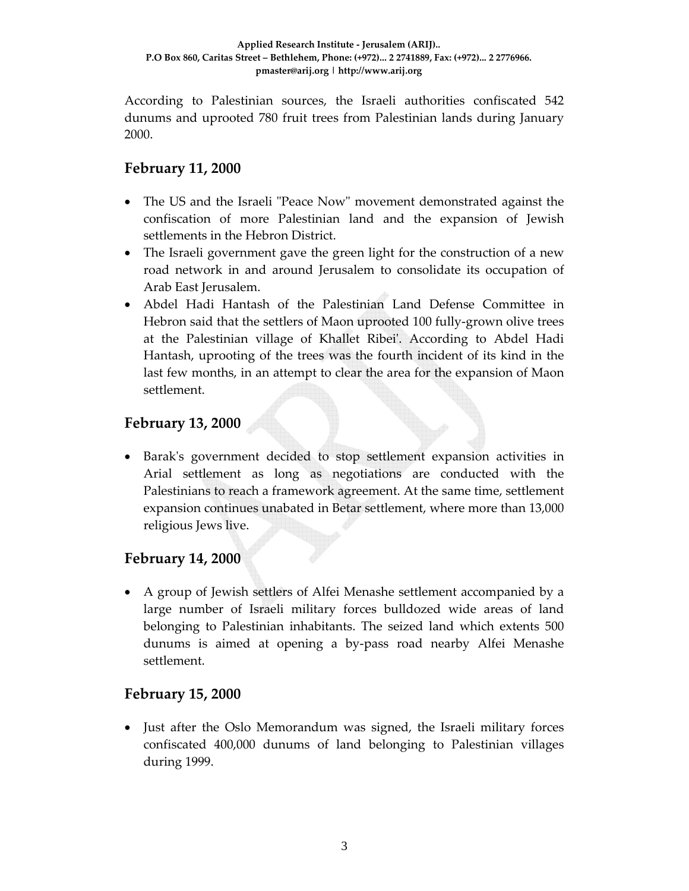According to Palestinian sources, the Israeli authorities confiscated 542 dunums and uprooted 780 fruit trees from Palestinian lands during January 2000.

## February 11, 2000

- The US and the Israeli "Peace Now" movement demonstrated against the confiscation of more Palestinian land and the expansion of Jewish settlements in the Hebron District.
- The Israeli government gave the green light for the construction of a new road network in and around Jerusalem to consolidate its occupation of Arab East Jerusalem.
- Abdel Hadi Hantash of the Palestinian Land Defense Committee in Hebron said that the settlers of Maon uprooted 100 fully-grown olive trees at the Palestinian village of Khallet Ribei'. According to Abdel Hadi Hantash, uprooting of the trees was the fourth incident of its kind in the last few months, in an attempt to clear the area for the expansion of Maon settlement.

## February 13, 2000

- Barak's government decided to stop settlement expansion activities in Arial settlement as long as negotiations are conducted with the Palestinians to reach a framework agreement. At the same time, settlement expansion continues unabated in Betar settlement, where more than 13,000 religious Jews live.

## February 14, 2000

- A group of Jewish settlers of Alfei Menashe settlement accompanied by a large number of Israeli military forces bulldozed wide areas of land belonging to Palestinian inhabitants. The seized land which extents 500 dunums is aimed at opening a by-pass road nearby Alfei Menashe settlement.

## February 15, 2000

- Just after the Oslo Memorandum was signed, the Israeli military forces confiscated 400,000 dunums of land belonging to Palestinian villages during 1999.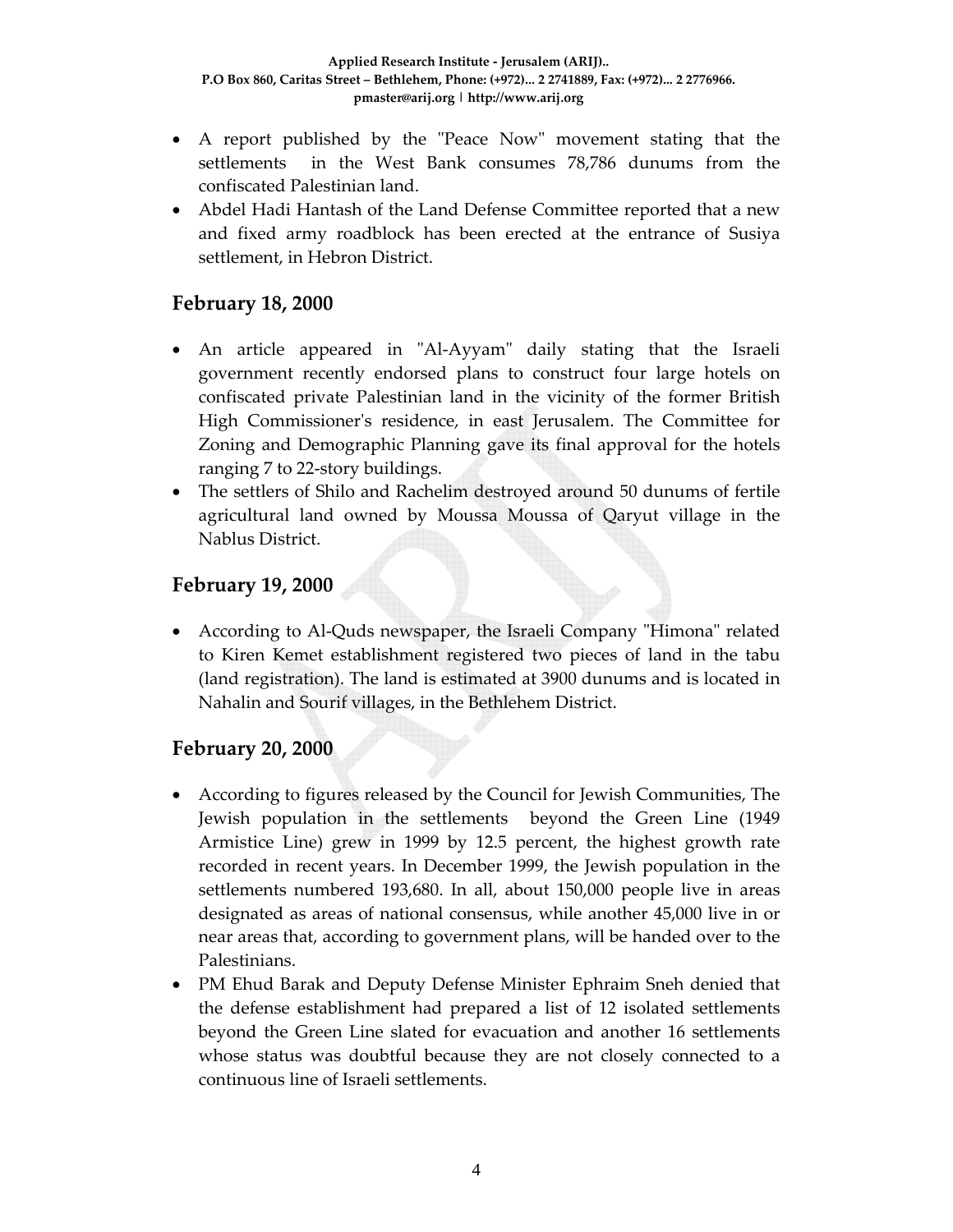- A report published by the "Peace Now" movement stating that the settlements in the West Bank consumes 78,786 dunums from the confiscated Palestinian land.
- Abdel Hadi Hantash of the Land Defense Committee reported that a new and fixed army roadblock has been erected at the entrance of Susiya settlement, in Hebron District.

## February 18, 2000

- An article appeared in "Al-Ayyam" daily stating that the Israeli government recently endorsed plans to construct four large hotels on confiscated private Palestinian land in the vicinity of the former British High Commissioner's residence, in east Jerusalem. The Committee for Zoning and Demographic Planning gave its final approval for the hotels ranging 7 to 22-story buildings.
- The settlers of Shilo and Rachelim destroyed around 50 dunums of fertile agricultural land owned by Moussa Moussa of Qaryut village in the Nablus District.

## February 19, 2000

- According to Al-Quds newspaper, the Israeli Company "Himona" related to Kiren Kemet establishment registered two pieces of land in the tabu (land registration). The land is estimated at 3900 dunums and is located in Nahalin and Sourif villages, in the Bethlehem District.

## February 20, 2000

- According to figures released by the Council for Jewish Communities, The Jewish population in the settlements beyond the Green Line (1949 Armistice Line) grew in 1999 by 12.5 percent, the highest growth rate recorded in recent years. In December 1999, the Jewish population in the settlements numbered 193,680. In all, about 150,000 people live in areas designated as areas of national consensus, while another 45,000 live in or near areas that, according to government plans, will be handed over to the Palestinians.
- PM Ehud Barak and Deputy Defense Minister Ephraim Sneh denied that the defense establishment had prepared a list of 12 isolated settlements beyond the Green Line slated for evacuation and another 16 settlements whose status was doubtful because they are not closely connected to a continuous line of Israeli settlements.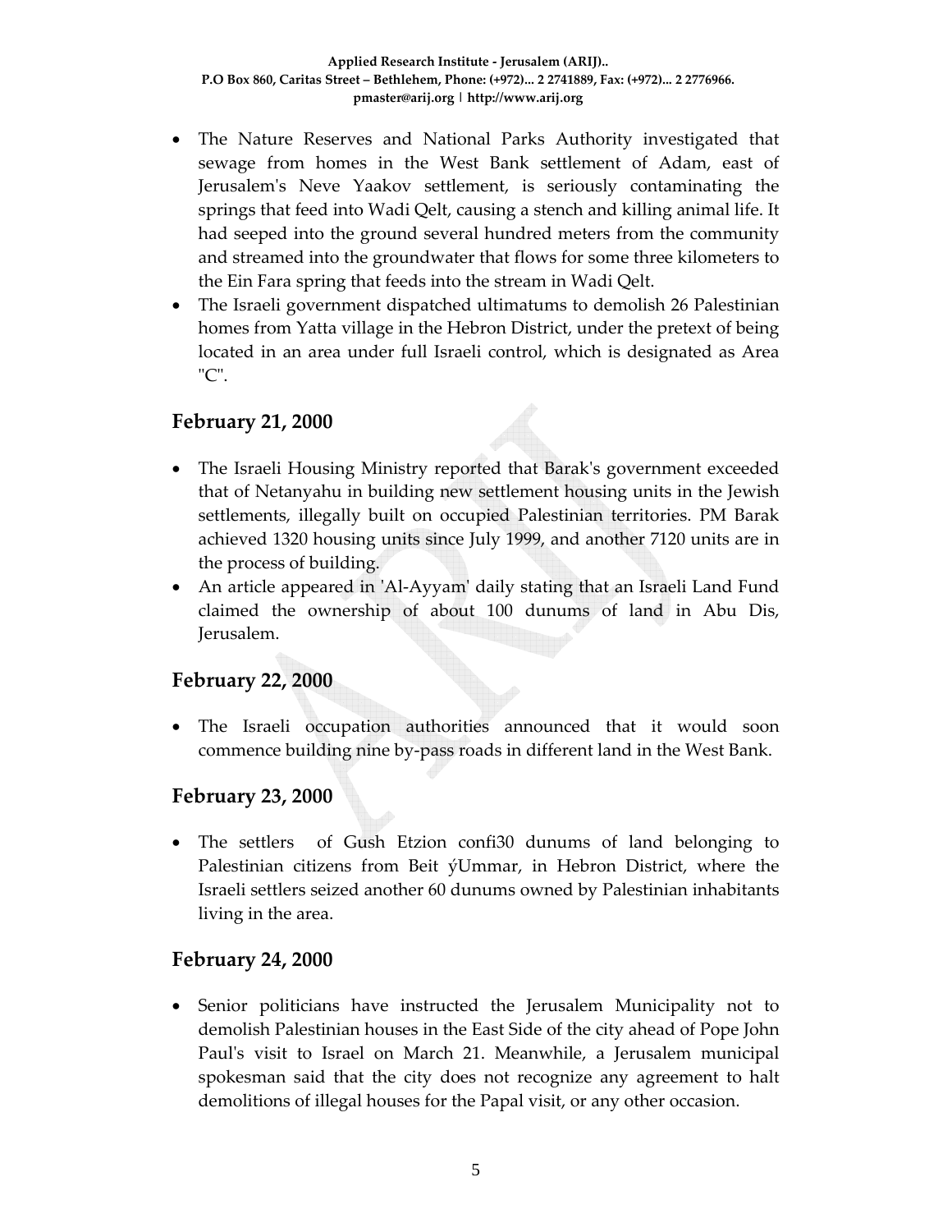- The Nature Reserves and National Parks Authority investigated that sewage from homes in the West Bank settlement of Adam, east of Jerusalem's Neve Yaakov settlement, is seriously contaminating the springs that feed into Wadi Qelt, causing a stench and killing animal life. It had seeped into the ground several hundred meters from the community and streamed into the groundwater that flows for some three kilometers to the Ein Fara spring that feeds into the stream in Wadi Qelt.
- The Israeli government dispatched ultimatums to demolish 26 Palestinian homes from Yatta village in the Hebron District, under the pretext of being located in an area under full Israeli control, which is designated as Area "C".

## February 21, 2000

- The Israeli Housing Ministry reported that Barak's government exceeded that of Netanyahu in building new settlement housing units in the Jewish settlements, illegally built on occupied Palestinian territories. PM Barak achieved 1320 housing units since July 1999, and another 7120 units are in the process of building.
- An article appeared in 'Al-Ayyam' daily stating that an Israeli Land Fund claimed the ownership of about 100 dunums of land in Abu Dis, Jerusalem.

## February 22, 2000

- The Israeli occupation authorities announced that it would soon commence building nine by-pass roads in different land in the West Bank.

## February 23, 2000

- The settlers of Gush Etzion confi30 dunums of land belonging to Palestinian citizens from Beit ýUmmar, in Hebron District, where the Israeli settlers seized another 60 dunums owned by Palestinian inhabitants living in the area.

## February 24, 2000

- Senior politicians have instructed the Jerusalem Municipality not to demolish Palestinian houses in the East Side of the city ahead of Pope John Paul's visit to Israel on March 21. Meanwhile, a Jerusalem municipal spokesman said that the city does not recognize any agreement to halt demolitions of illegal houses for the Papal visit, or any other occasion.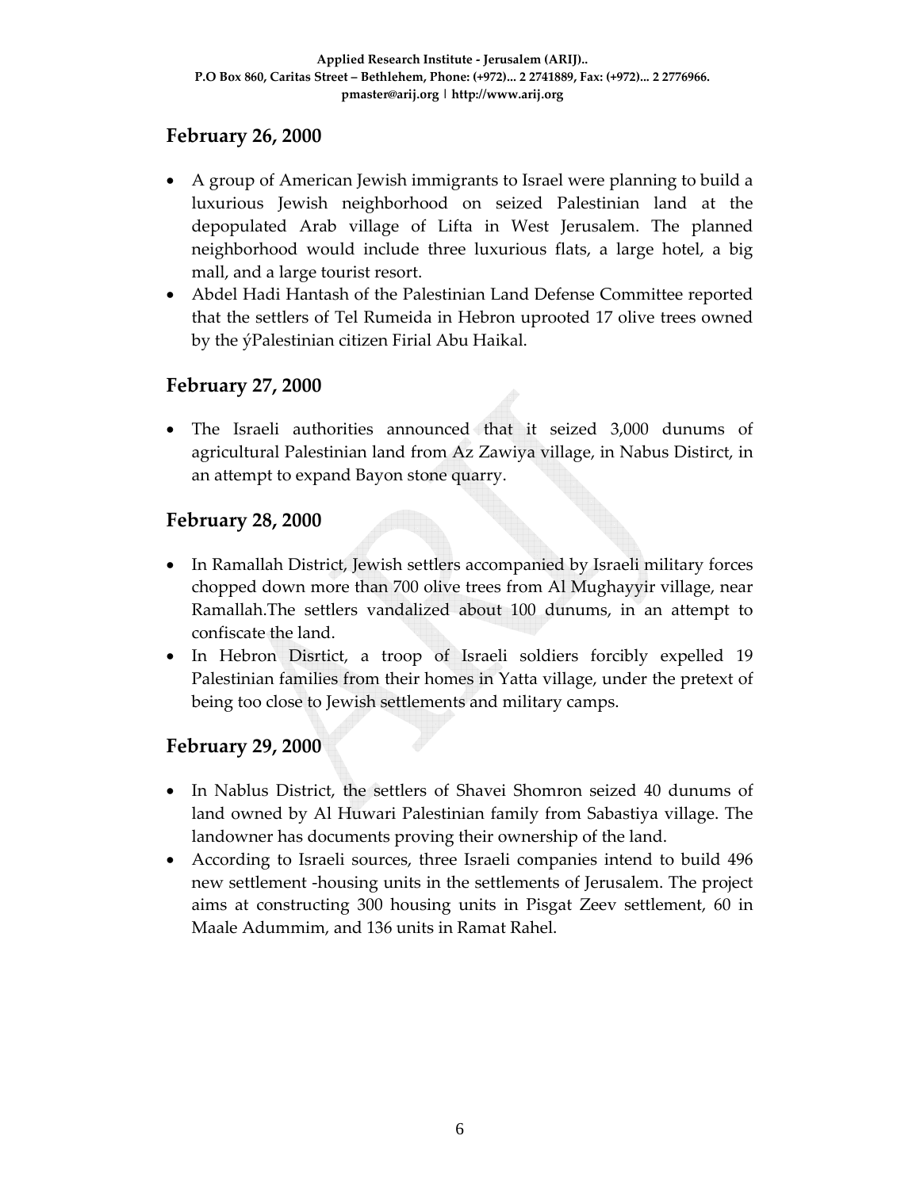## February 26, 2000

- A group of American Jewish immigrants to Israel were planning to build a luxurious Jewish neighborhood on seized Palestinian land at the depopulated Arab village of Lifta in West Jerusalem. The planned neighborhood would include three luxurious flats, a large hotel, a big mall, and a large tourist resort.
- Abdel Hadi Hantash of the Palestinian Land Defense Committee reported that the settlers of Tel Rumeida in Hebron uprooted 17 olive trees owned by the ýPalestinian citizen Firial Abu Haikal.

## February 27, 2000

- The Israeli authorities announced that it seized 3,000 dunums of agricultural Palestinian land from Az Zawiya village, in Nabus Distirct, in an attempt to expand Bayon stone quarry.

## February 28, 2000

- In Ramallah District, Jewish settlers accompanied by Israeli military forces chopped down more than 700 olive trees from Al Mughayyir village, near Ramallah.The settlers vandalized about 100 dunums, in an attempt to confiscate the land.
- In Hebron Disrtict, a troop of Israeli soldiers forcibly expelled 19 Palestinian families from their homes in Yatta village, under the pretext of being too close to Jewish settlements and military camps.

## February 29, 2000

- In Nablus District, the settlers of Shavei Shomron seized 40 dunums of land owned by Al Huwari Palestinian family from Sabastiya village. The landowner has documents proving their ownership of the land.
- According to Israeli sources, three Israeli companies intend to build 496 new settlement -housing units in the settlements of Jerusalem. The project aims at constructing 300 housing units in Pisgat Zeev settlement, 60 in Maale Adummim, and 136 units in Ramat Rahel.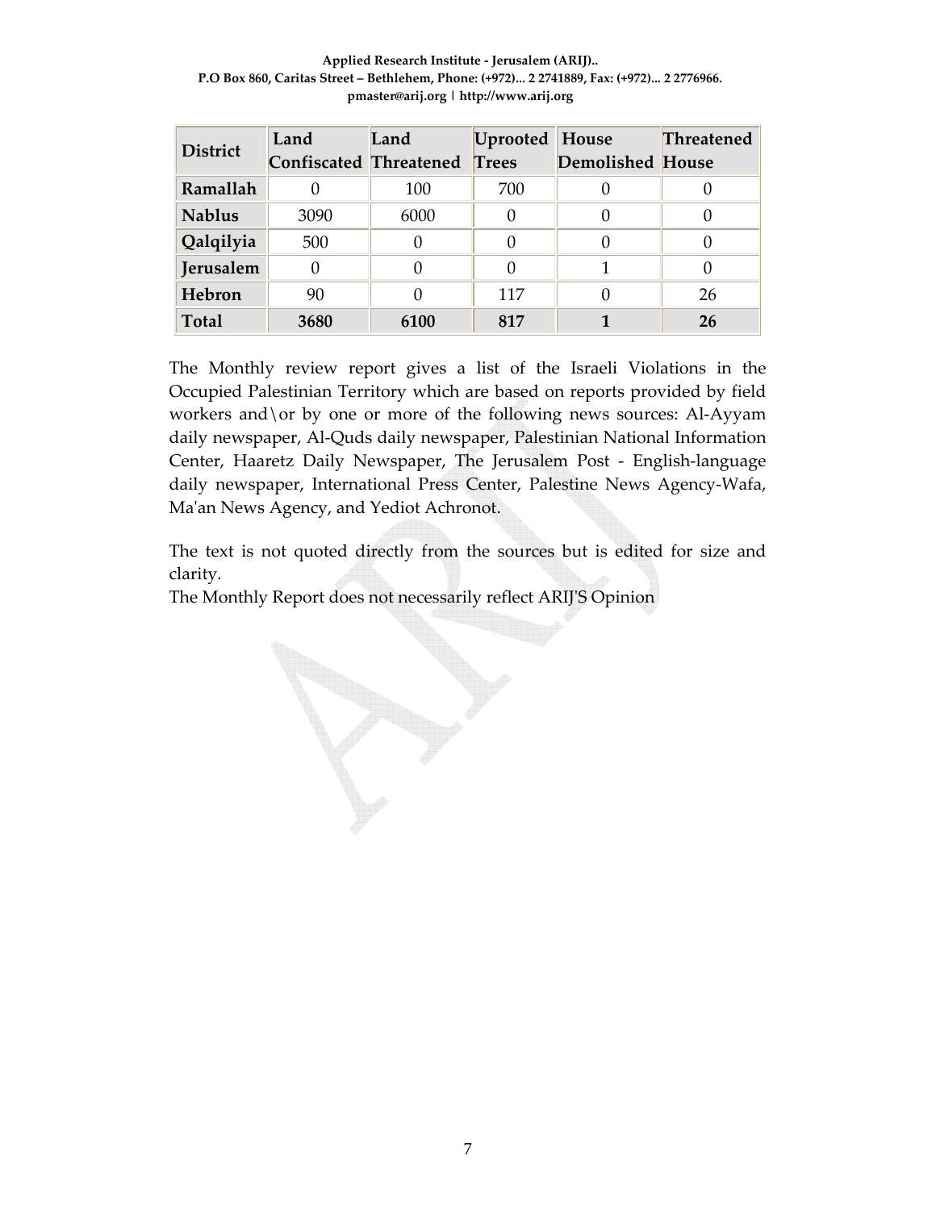| District | Land Confiscated | Land Threatened | Uprooted Trees | House Demolished | Threatened House |
|---|---|---|---|---|---|
| **Ramallah** | 0 | 100 | 700 | 0 | 0 |
| **Nablus** | 3090 | 6000 | 0 | 0 | 0 |
| **Qalqilyia** | 500 | 0 | 0 | 0 | 0 |
| **Jerusalem** | 0 | 0 | 0 | 1 | 0 |
| **Hebron** | 90 | 0 | 117 | 0 | 26 |
| **Total** | **3680** | **6100** | **817** | **1** | **26** |

The Monthly review report gives a list of the Israeli Violations in the Occupied Palestinian Territory which are based on reports provided by field workers and\or by one or more of the following news sources: Al-Ayyam daily newspaper, Al-Quds daily newspaper, Palestinian National Information Center, Haaretz Daily Newspaper, The Jerusalem Post - English-language daily newspaper, International Press Center, Palestine News Agency-Wafa, Ma'an News Agency, and Yediot Achronot.

The text is not quoted directly from the sources but is edited for size and clarity.

The Monthly Report does not necessarily reflect ARIJ'S Opinion